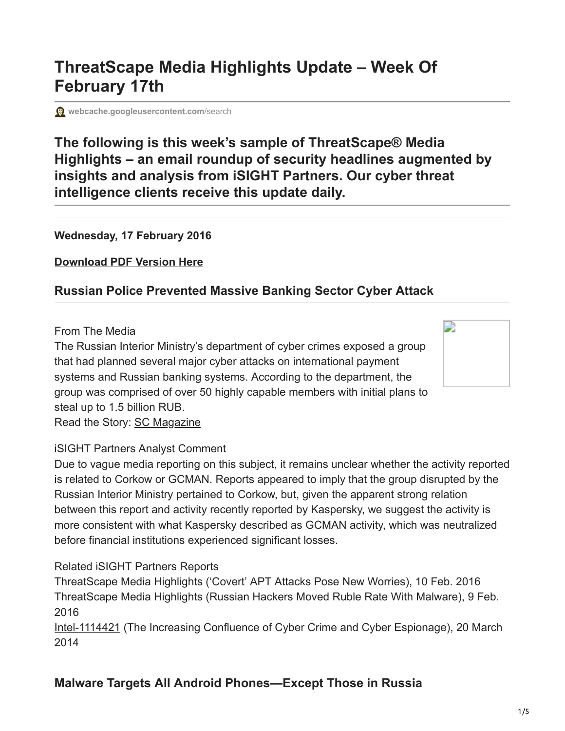# ThreatScape Media Highlights Update – Week Of February 17th

webcache.googleusercontent.com/search

## The following is this week's sample of ThreatScape® Media Highlights – an email roundup of security headlines augmented by insights and analysis from iSIGHT Partners. Our cyber threat intelligence clients receive this update daily.

**Wednesday, 17 February 2016**

**Download PDF Version Here**

### Russian Police Prevented Massive Banking Sector Cyber Attack

From The Media
The Russian Interior Ministry's department of cyber crimes exposed a group that had planned several major cyber attacks on international payment systems and Russian banking systems. According to the department, the group was comprised of over 50 highly capable members with initial plans to steal up to 1.5 billion RUB.
Read the Story: SC Magazine

iSIGHT Partners Analyst Comment
Due to vague media reporting on this subject, it remains unclear whether the activity reported is related to Corkow or GCMAN. Reports appeared to imply that the group disrupted by the Russian Interior Ministry pertained to Corkow, but, given the apparent strong relation between this report and activity recently reported by Kaspersky, we suggest the activity is more consistent with what Kaspersky described as GCMAN activity, which was neutralized before financial institutions experienced significant losses.

Related iSIGHT Partners Reports
ThreatScape Media Highlights ('Covert' APT Attacks Pose New Worries), 10 Feb. 2016
ThreatScape Media Highlights (Russian Hackers Moved Ruble Rate With Malware), 9 Feb. 2016
Intel-1114421 (The Increasing Confluence of Cyber Crime and Cyber Espionage), 20 March 2014

### Malware Targets All Android Phones—Except Those in Russia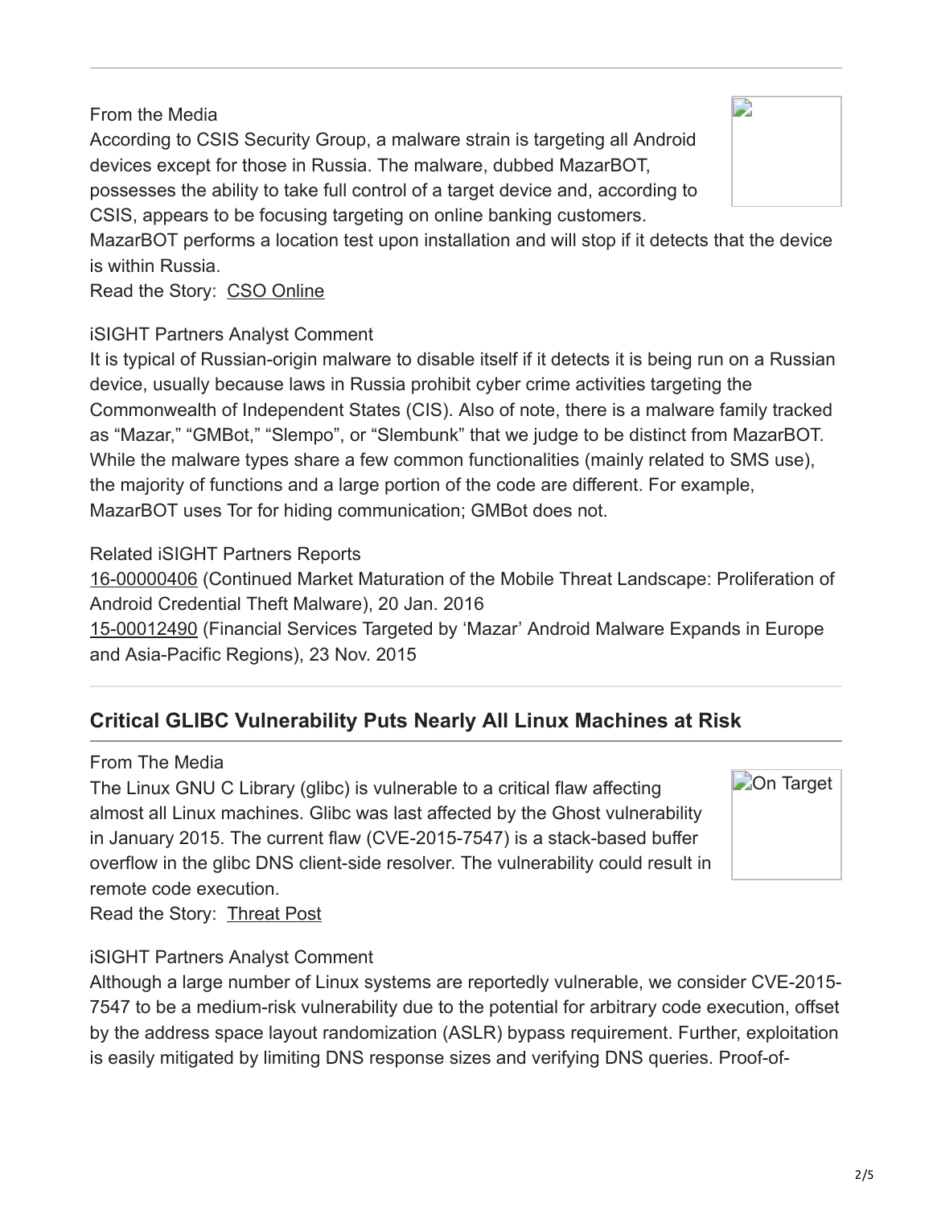From the Media

According to CSIS Security Group, a malware strain is targeting all Android devices except for those in Russia. The malware, dubbed MazarBOT, possesses the ability to take full control of a target device and, according to CSIS, appears to be focusing targeting on online banking customers. MazarBOT performs a location test upon installation and will stop if it detects that the device is within Russia.

Read the Story: CSO Online

iSIGHT Partners Analyst Comment

It is typical of Russian-origin malware to disable itself if it detects it is being run on a Russian device, usually because laws in Russia prohibit cyber crime activities targeting the Commonwealth of Independent States (CIS). Also of note, there is a malware family tracked as "Mazar," "GMBot," "Slempo", or "Slembunk" that we judge to be distinct from MazarBOT. While the malware types share a few common functionalities (mainly related to SMS use), the majority of functions and a large portion of the code are different. For example, MazarBOT uses Tor for hiding communication; GMBot does not.

Related iSIGHT Partners Reports

16-00000406 (Continued Market Maturation of the Mobile Threat Landscape: Proliferation of Android Credential Theft Malware), 20 Jan. 2016

15-00012490 (Financial Services Targeted by 'Mazar' Android Malware Expands in Europe and Asia-Pacific Regions), 23 Nov. 2015

## Critical GLIBC Vulnerability Puts Nearly All Linux Machines at Risk

From The Media

The Linux GNU C Library (glibc) is vulnerable to a critical flaw affecting almost all Linux machines. Glibc was last affected by the Ghost vulnerability in January 2015. The current flaw (CVE-2015-7547) is a stack-based buffer overflow in the glibc DNS client-side resolver. The vulnerability could result in remote code execution.

Read the Story: Threat Post

iSIGHT Partners Analyst Comment

Although a large number of Linux systems are reportedly vulnerable, we consider CVE-2015-7547 to be a medium-risk vulnerability due to the potential for arbitrary code execution, offset by the address space layout randomization (ASLR) bypass requirement. Further, exploitation is easily mitigated by limiting DNS response sizes and verifying DNS queries. Proof-of-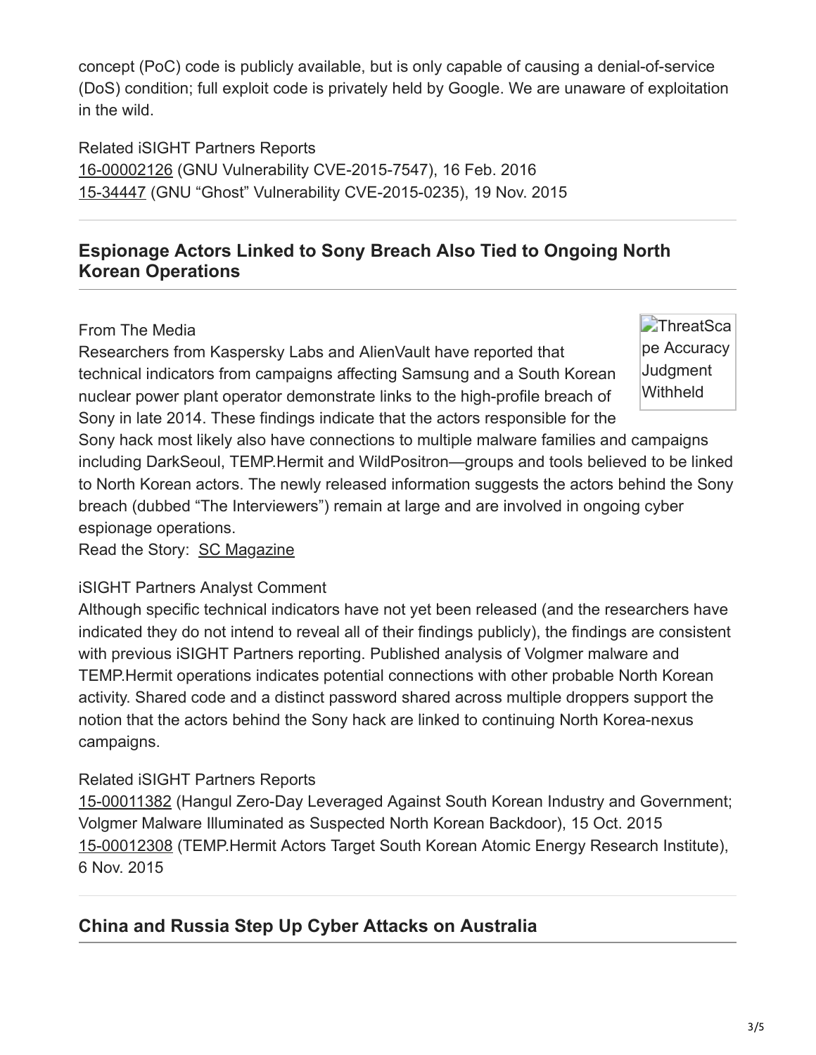concept (PoC) code is publicly available, but is only capable of causing a denial-of-service (DoS) condition; full exploit code is privately held by Google. We are unaware of exploitation in the wild.

Related iSIGHT Partners Reports
16-00002126 (GNU Vulnerability CVE-2015-7547), 16 Feb. 2016
15-34447 (GNU "Ghost" Vulnerability CVE-2015-0235), 19 Nov. 2015

## Espionage Actors Linked to Sony Breach Also Tied to Ongoing North Korean Operations

ThreatScape Accuracy Judgment Withheld

From The Media
Researchers from Kaspersky Labs and AlienVault have reported that technical indicators from campaigns affecting Samsung and a South Korean nuclear power plant operator demonstrate links to the high-profile breach of Sony in late 2014. These findings indicate that the actors responsible for the Sony hack most likely also have connections to multiple malware families and campaigns including DarkSeoul, TEMP.Hermit and WildPositron—groups and tools believed to be linked to North Korean actors. The newly released information suggests the actors behind the Sony breach (dubbed "The Interviewers") remain at large and are involved in ongoing cyber espionage operations.
Read the Story: SC Magazine

iSIGHT Partners Analyst Comment
Although specific technical indicators have not yet been released (and the researchers have indicated they do not intend to reveal all of their findings publicly), the findings are consistent with previous iSIGHT Partners reporting. Published analysis of Volgmer malware and TEMP.Hermit operations indicates potential connections with other probable North Korean activity. Shared code and a distinct password shared across multiple droppers support the notion that the actors behind the Sony hack are linked to continuing North Korea-nexus campaigns.

Related iSIGHT Partners Reports
15-00011382 (Hangul Zero-Day Leveraged Against South Korean Industry and Government; Volgmer Malware Illuminated as Suspected North Korean Backdoor), 15 Oct. 2015
15-00012308 (TEMP.Hermit Actors Target South Korean Atomic Energy Research Institute), 6 Nov. 2015

## China and Russia Step Up Cyber Attacks on Australia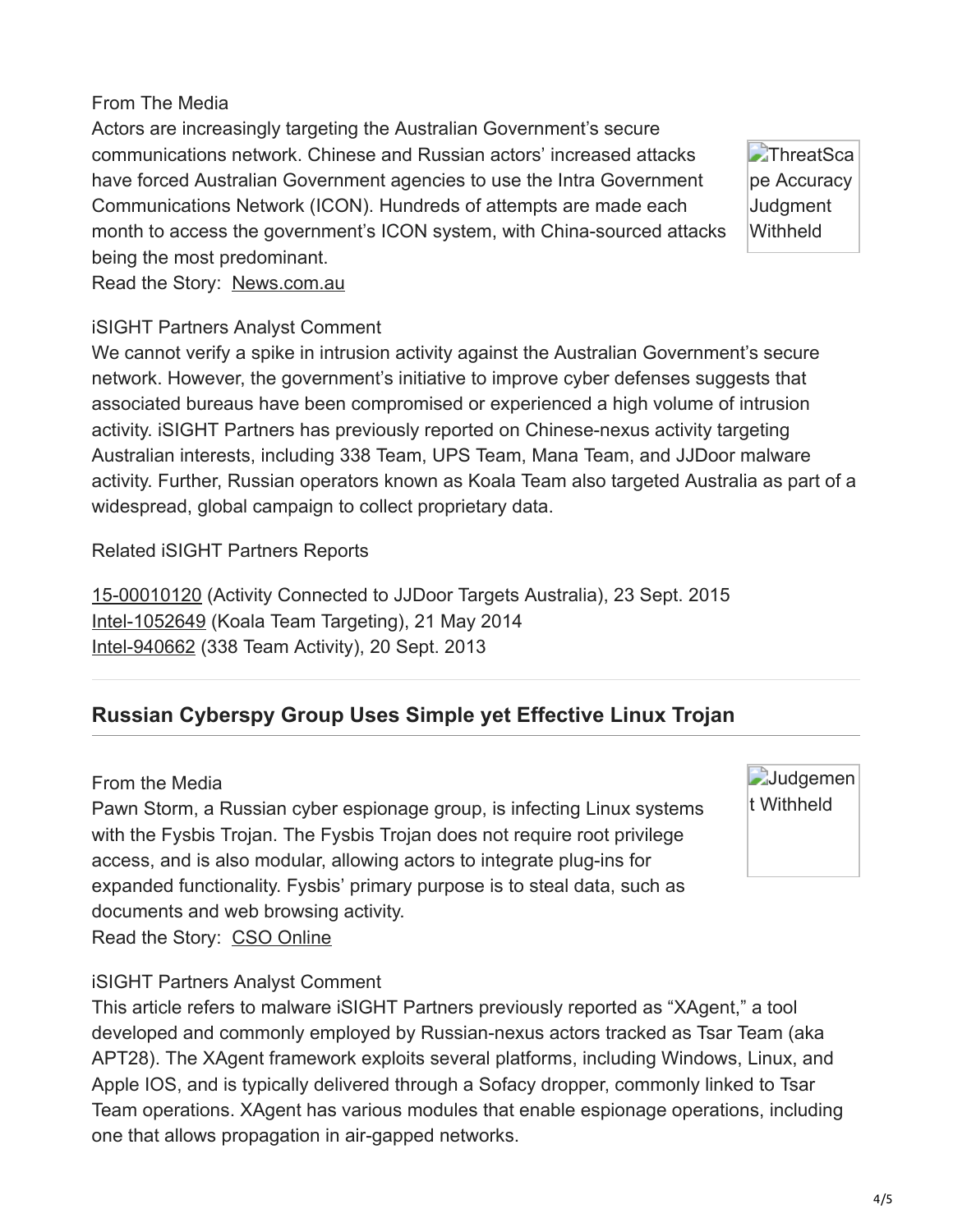From The Media

Actors are increasingly targeting the Australian Government's secure communications network. Chinese and Russian actors' increased attacks have forced Australian Government agencies to use the Intra Government Communications Network (ICON). Hundreds of attempts are made each month to access the government's ICON system, with China-sourced attacks being the most predominant.

Read the Story: News.com.au

ThreatScape Accuracy Judgment Withheld

iSIGHT Partners Analyst Comment

We cannot verify a spike in intrusion activity against the Australian Government's secure network. However, the government's initiative to improve cyber defenses suggests that associated bureaus have been compromised or experienced a high volume of intrusion activity. iSIGHT Partners has previously reported on Chinese-nexus activity targeting Australian interests, including 338 Team, UPS Team, Mana Team, and JJDoor malware activity. Further, Russian operators known as Koala Team also targeted Australia as part of a widespread, global campaign to collect proprietary data.

Related iSIGHT Partners Reports

15-00010120 (Activity Connected to JJDoor Targets Australia), 23 Sept. 2015
Intel-1052649 (Koala Team Targeting), 21 May 2014
Intel-940662 (338 Team Activity), 20 Sept. 2013

## Russian Cyberspy Group Uses Simple yet Effective Linux Trojan

From the Media

Pawn Storm, a Russian cyber espionage group, is infecting Linux systems with the Fysbis Trojan. The Fysbis Trojan does not require root privilege access, and is also modular, allowing actors to integrate plug-ins for expanded functionality. Fysbis' primary purpose is to steal data, such as documents and web browsing activity.

Read the Story: CSO Online

Judgement Withheld

iSIGHT Partners Analyst Comment

This article refers to malware iSIGHT Partners previously reported as "XAgent," a tool developed and commonly employed by Russian-nexus actors tracked as Tsar Team (aka APT28). The XAgent framework exploits several platforms, including Windows, Linux, and Apple IOS, and is typically delivered through a Sofacy dropper, commonly linked to Tsar Team operations. XAgent has various modules that enable espionage operations, including one that allows propagation in air-gapped networks.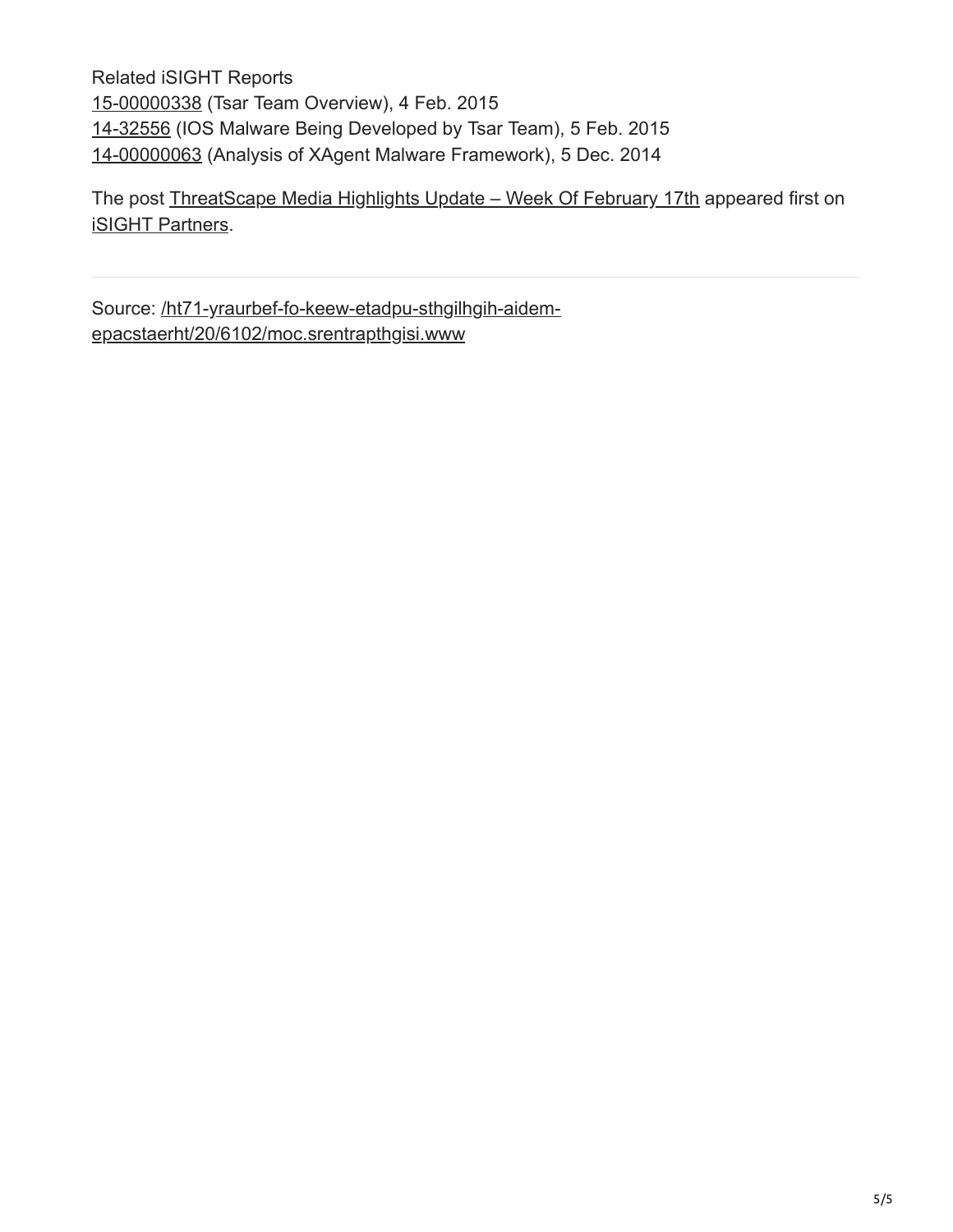Related iSIGHT Reports
15-00000338 (Tsar Team Overview), 4 Feb. 2015
14-32556 (IOS Malware Being Developed by Tsar Team), 5 Feb. 2015
14-00000063 (Analysis of XAgent Malware Framework), 5 Dec. 2014

The post ThreatScape Media Highlights Update – Week Of February 17th appeared first on iSIGHT Partners.

---

Source: /ht71-yraurbef-fo-keew-etadpu-sthgilhgih-aidem-epacstaerht/20/6102/moc.srentrapthgisi.www